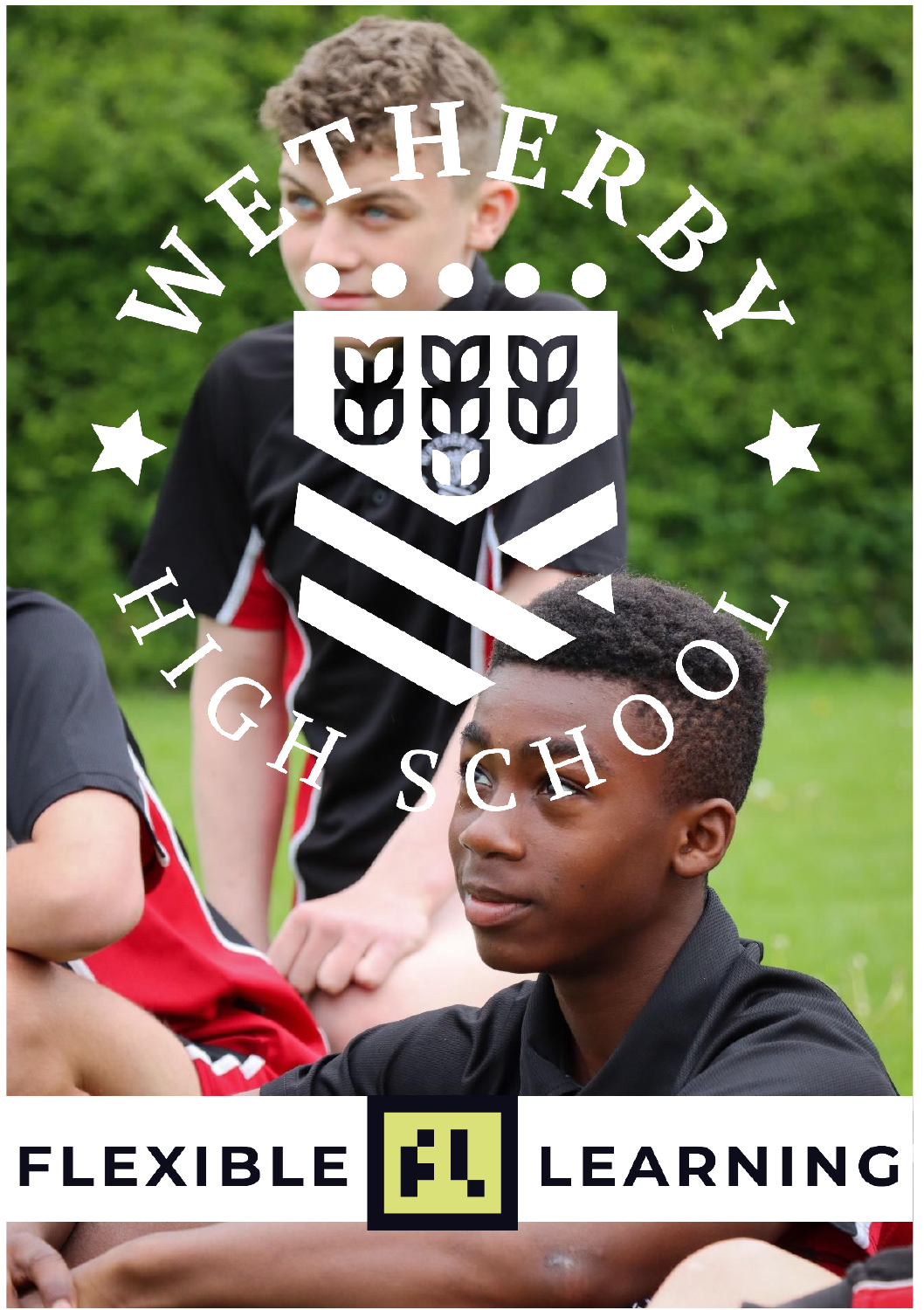# WETHERBY HIGH SCHOOL

# FLEXIBLE LEARNING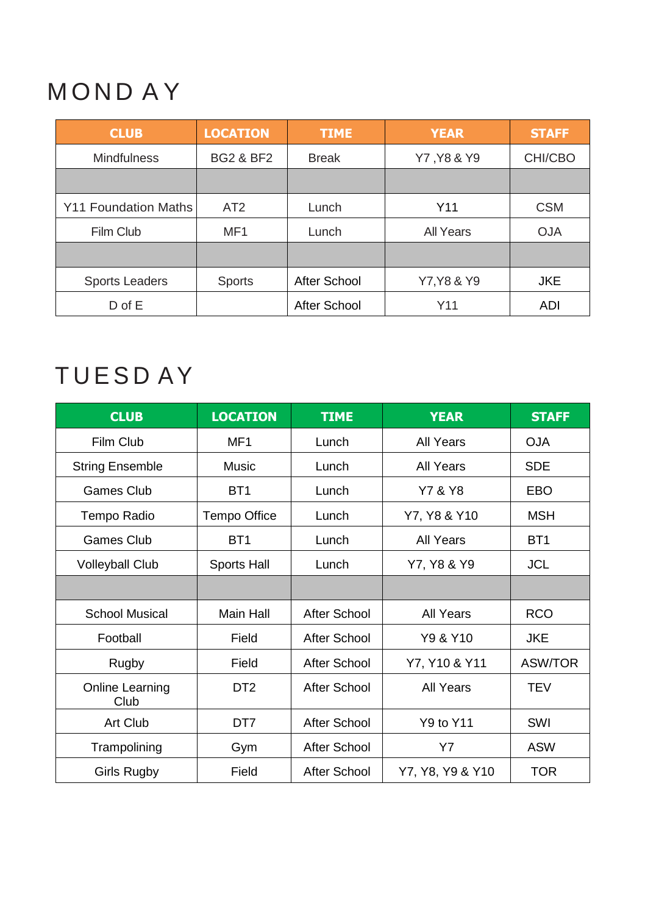# MONDAY

| CLUB | LOCATION | TIME | YEAR | STAFF |
|---|---|---|---|---|
| Mindfulness | BG2 & BF2 | Break | Y7 ,Y8 & Y9 | CHI/CBO |
| | | | | |
| Y11 Foundation Maths | AT2 | Lunch | Y11 | CSM |
| Film Club | MF1 | Lunch | All Years | OJA |
| | | | | |
| Sports Leaders | Sports | After School | Y7,Y8 & Y9 | JKE |
| D of E | | After School | Y11 | ADI |

# TUESDAY

| CLUB | LOCATION | TIME | YEAR | STAFF |
|---|---|---|---|---|
| Film Club | MF1 | Lunch | All Years | OJA |
| String Ensemble | Music | Lunch | All Years | SDE |
| Games Club | BT1 | Lunch | Y7 & Y8 | EBO |
| Tempo Radio | Tempo Office | Lunch | Y7, Y8 & Y10 | MSH |
| Games Club | BT1 | Lunch | All Years | BT1 |
| Volleyball Club | Sports Hall | Lunch | Y7, Y8 & Y9 | JCL |
| | | | | |
| School Musical | Main Hall | After School | All Years | RCO |
| Football | Field | After School | Y9 & Y10 | JKE |
| Rugby | Field | After School | Y7, Y10 & Y11 | ASW/TOR |
| Online Learning Club | DT2 | After School | All Years | TEV |
| Art Club | DT7 | After School | Y9 to Y11 | SWI |
| Trampolining | Gym | After School | Y7 | ASW |
| Girls Rugby | Field | After School | Y7, Y8, Y9 & Y10 | TOR |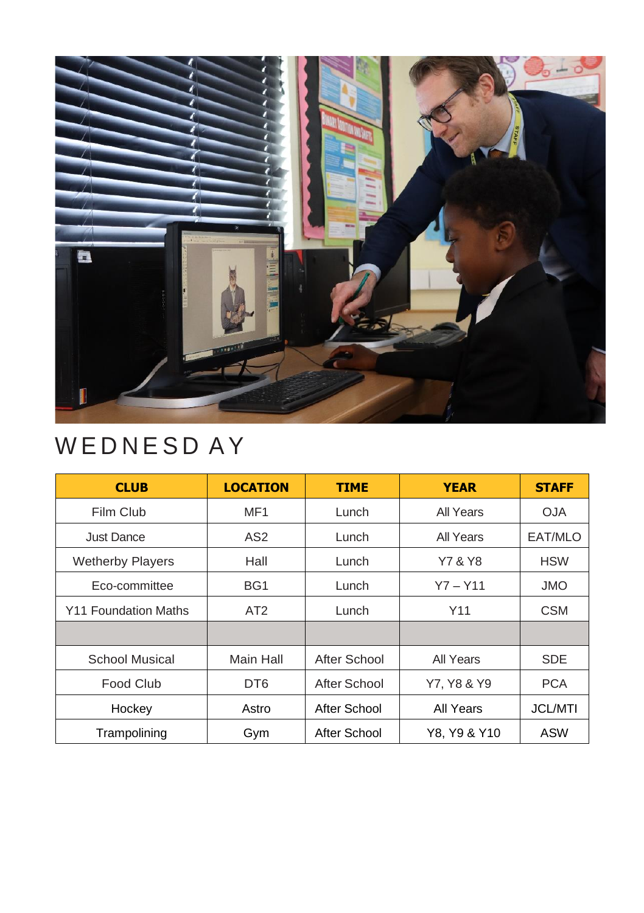# WEDNESDAY

| CLUB | LOCATION | TIME | YEAR | STAFF |
|---|---|---|---|---|
| Film Club | MF1 | Lunch | All Years | OJA |
| Just Dance | AS2 | Lunch | All Years | EAT/MLO |
| Wetherby Players | Hall | Lunch | Y7 & Y8 | HSW |
| Eco-committee | BG1 | Lunch | Y7 – Y11 | JMO |
| Y11 Foundation Maths | AT2 | Lunch | Y11 | CSM |
| | | | | |
| School Musical | Main Hall | After School | All Years | SDE |
| Food Club | DT6 | After School | Y7, Y8 & Y9 | PCA |
| Hockey | Astro | After School | All Years | JCL/MTI |
| Trampolining | Gym | After School | Y8, Y9 & Y10 | ASW |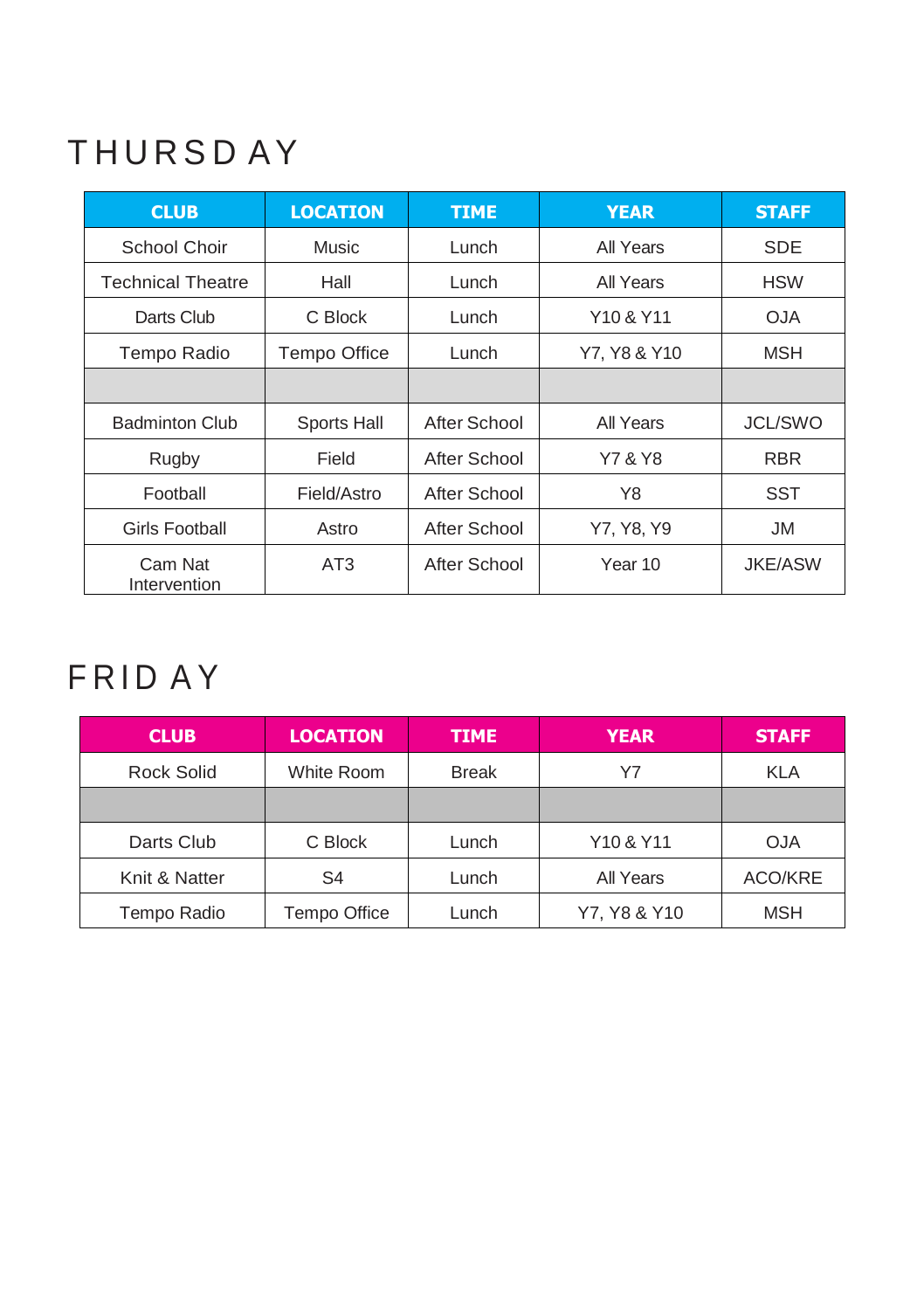# THURSDAY

| CLUB | LOCATION | TIME | YEAR | STAFF |
|---|---|---|---|---|
| School Choir | Music | Lunch | All Years | SDE |
| Technical Theatre | Hall | Lunch | All Years | HSW |
| Darts Club | C Block | Lunch | Y10 & Y11 | OJA |
| Tempo Radio | Tempo Office | Lunch | Y7, Y8 & Y10 | MSH |
| | | | | |
| Badminton Club | Sports Hall | After School | All Years | JCL/SWO |
| Rugby | Field | After School | Y7 & Y8 | RBR |
| Football | Field/Astro | After School | Y8 | SST |
| Girls Football | Astro | After School | Y7, Y8, Y9 | JM |
| Cam Nat Intervention | AT3 | After School | Year 10 | JKE/ASW |

# FRIDAY

| CLUB | LOCATION | TIME | YEAR | STAFF |
|---|---|---|---|---|
| Rock Solid | White Room | Break | Y7 | KLA |
| | | | | |
| Darts Club | C Block | Lunch | Y10 & Y11 | OJA |
| Knit & Natter | S4 | Lunch | All Years | ACO/KRE |
| Tempo Radio | Tempo Office | Lunch | Y7, Y8 & Y10 | MSH |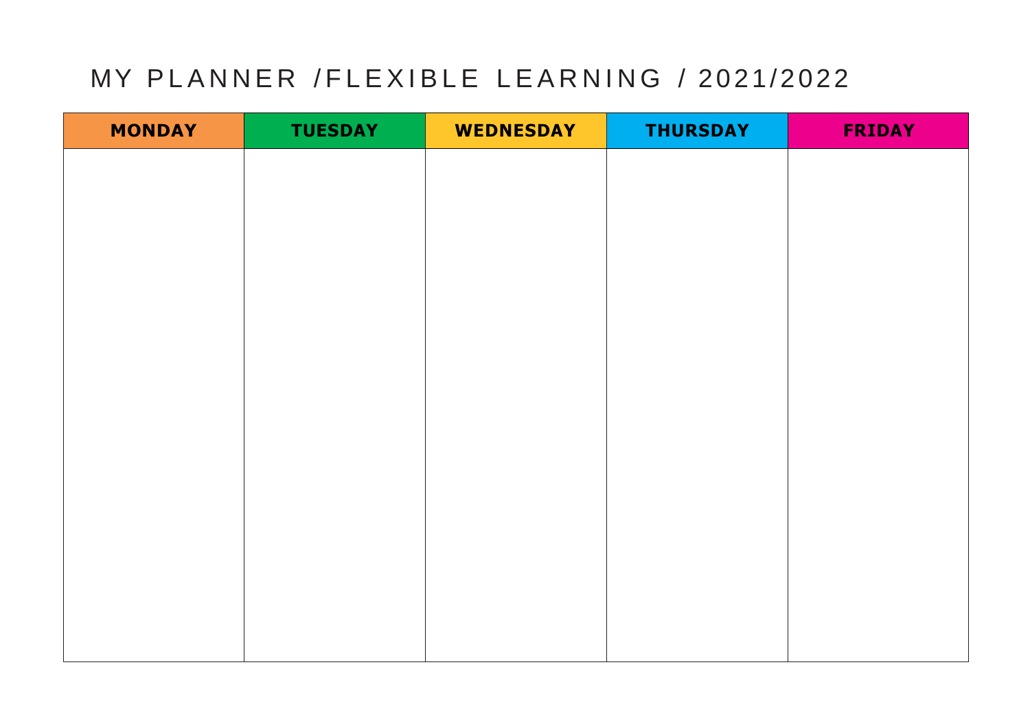# MY PLANNER /FLEXIBLE LEARNING / 2021/2022

| MONDAY | TUESDAY | WEDNESDAY | THURSDAY | FRIDAY |
|---|---|---|---|---|
| | | | | |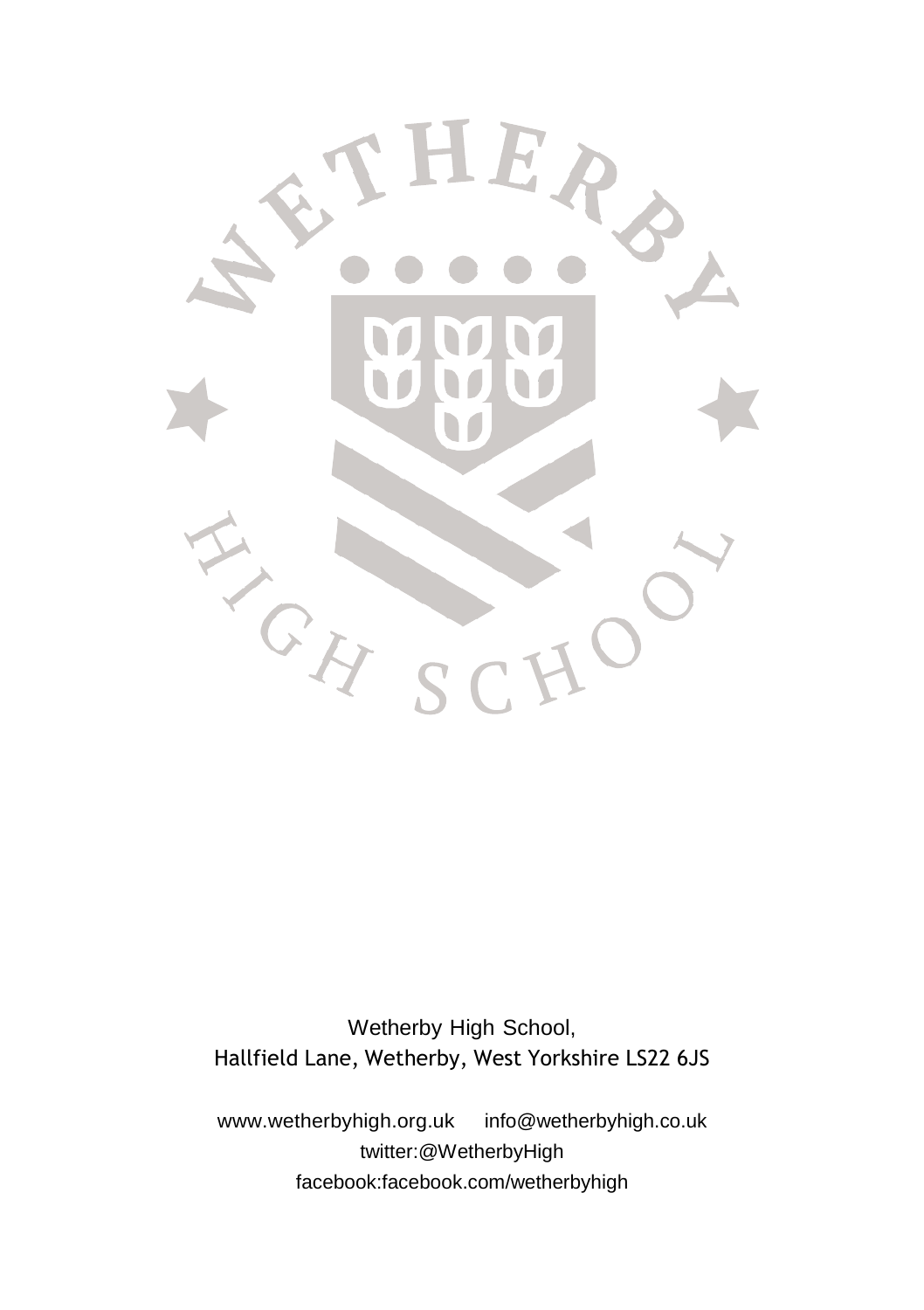Wetherby High School,
Hallfield Lane, Wetherby, West Yorkshire LS22 6JS

www.wetherbyhigh.org.uk info@wetherbyhigh.co.uk
twitter:@WetherbyHigh
facebook:facebook.com/wetherbyhigh